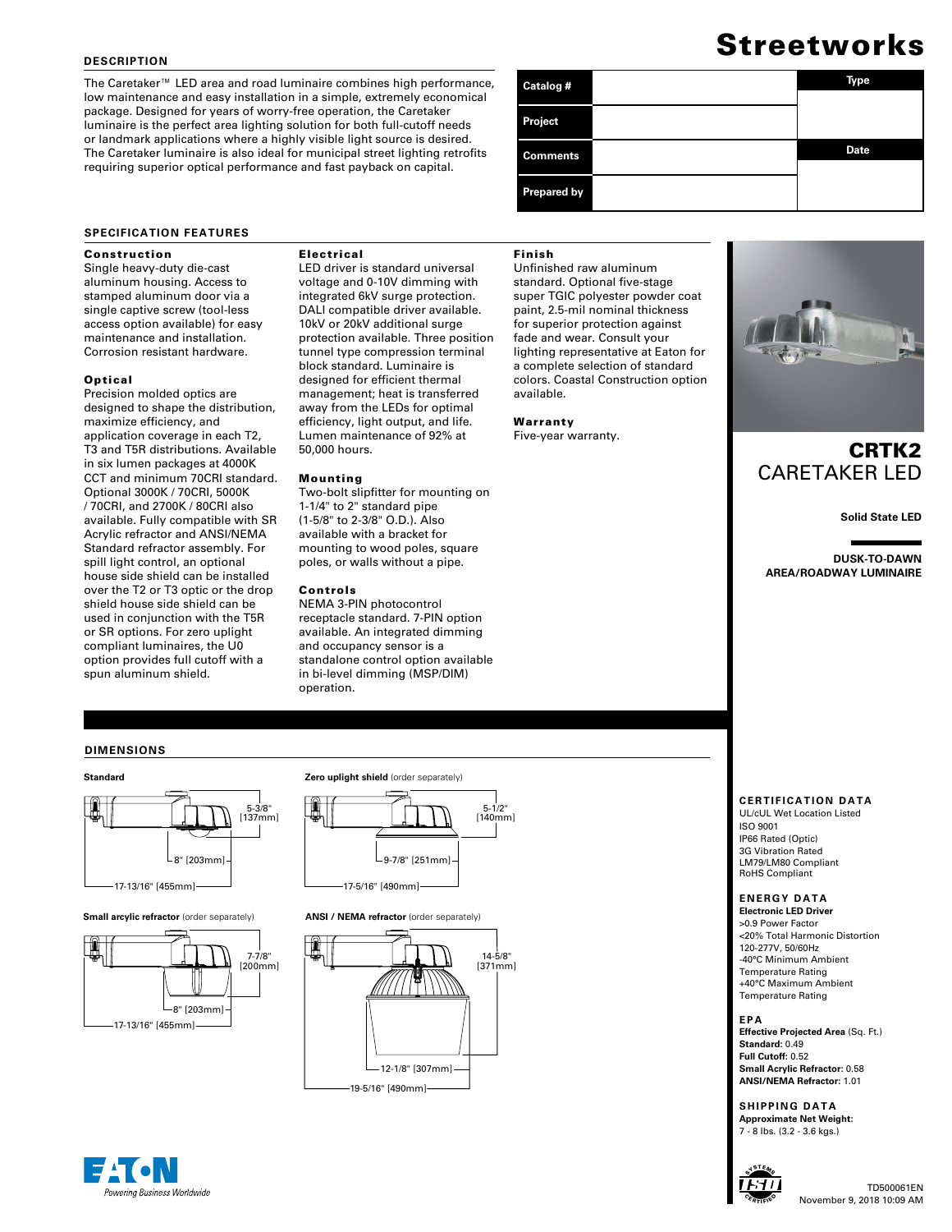# Streetworks

## DESCRIPTION

The Caretaker™ LED area and road luminaire combines high performance, low maintenance and easy installation in a simple, extremely economical package. Designed for years of worry-free operation, the Caretaker luminaire is the perfect area lighting solution for both full-cutoff needs or landmark applications where a highly visible light source is desired. The Caretaker luminaire is also ideal for municipal street lighting retrofits requiring superior optical performance and fast payback on capital.

| Catalog # | | Type |
|---|---|---|
| Project | | |
| Comments | | Date |
| Prepared by | | |

# CRTK2
## CARETAKER LED

**Solid State LED**

**DUSK-TO-DAWN AREA/ROADWAY LUMINAIRE**

## SPECIFICATION FEATURES

### Construction

Single heavy-duty die-cast aluminum housing. Access to stamped aluminum door via a single captive screw (tool-less access option available) for easy maintenance and installation. Corrosion resistant hardware.

### Optical

Precision molded optics are designed to shape the distribution, maximize efficiency, and application coverage in each T2, T3 and T5R distributions. Available in six lumen packages at 4000K CCT and minimum 70CRI standard. Optional 3000K / 70CRI, 5000K / 70CRI, and 2700K / 80CRI also available. Fully compatible with SR Acrylic refractor and ANSI/NEMA Standard refractor assembly. For spill light control, an optional house side shield can be installed over the T2 or T3 optic or the drop shield house side shield can be used in conjunction with the T5R or SR options. For zero uplight compliant luminaires, the U0 option provides full cutoff with a spun aluminum shield.

### Electrical

LED driver is standard universal voltage and 0-10V dimming with integrated 6kV surge protection. DALI compatible driver available. 10kV or 20kV additional surge protection available. Three position tunnel type compression terminal block standard. Luminaire is designed for efficient thermal management; heat is transferred away from the LEDs for optimal efficiency, light output, and life. Lumen maintenance of 92% at 50,000 hours.

### Mounting

Two-bolt slipfitter for mounting on 1-1/4" to 2" standard pipe (1-5/8" to 2-3/8" O.D.). Also available with a bracket for mounting to wood poles, square poles, or walls without a pipe.

### Controls

NEMA 3-PIN photocontrol receptacle standard. 7-PIN option available. An integrated dimming and occupancy sensor is a standalone control option available in bi-level dimming (MSP/DIM) operation.

### Finish

Unfinished raw aluminum standard. Optional five-stage super TGIC polyester powder coat paint, 2.5-mil nominal thickness for superior protection against fade and wear. Consult your lighting representative at Eaton for a complete selection of standard colors. Coastal Construction option available.

### Warranty

Five-year warranty.

## DIMENSIONS

**Standard**

5-3/8" [137mm]; 8" [203mm]; 17-13/16" [455mm]

**Zero uplight shield** (order separately)

5-1/2" [140mm]; 9-7/8" [251mm]; 17-5/16" [490mm]

**Small arcylic refractor** (order separately)

7-7/8" [200mm]; 8" [203mm]; 17-13/16" [455mm]

**ANSI / NEMA refractor** (order separately)

14-5/8" [371mm]; 12-1/8" [307mm]; 19-5/16" [490mm]

## CERTIFICATION DATA

UL/cUL Wet Location Listed
ISO 9001
IP66 Rated (Optic)
3G Vibration Rated
LM79/LM80 Compliant
RoHS Compliant

## ENERGY DATA

**Electronic LED Driver**
>0.9 Power Factor
<20% Total Harmonic Distortion
120-277V, 50/60Hz
-40°C Minimum Ambient Temperature Rating
+40°C Maximum Ambient Temperature Rating

## EPA

**Effective Projected Area** (Sq. Ft.)
**Standard:** 0.49
**Full Cutoff:** 0.52
**Small Acrylic Refractor:** 0.58
**ANSI/NEMA Refractor:** 1.01

## SHIPPING DATA

**Approximate Net Weight:**
7 - 8 lbs. (3.2 - 3.6 kgs.)

EATON
*Powering Business Worldwide*

TD500061EN
November 9, 2018 10:09 AM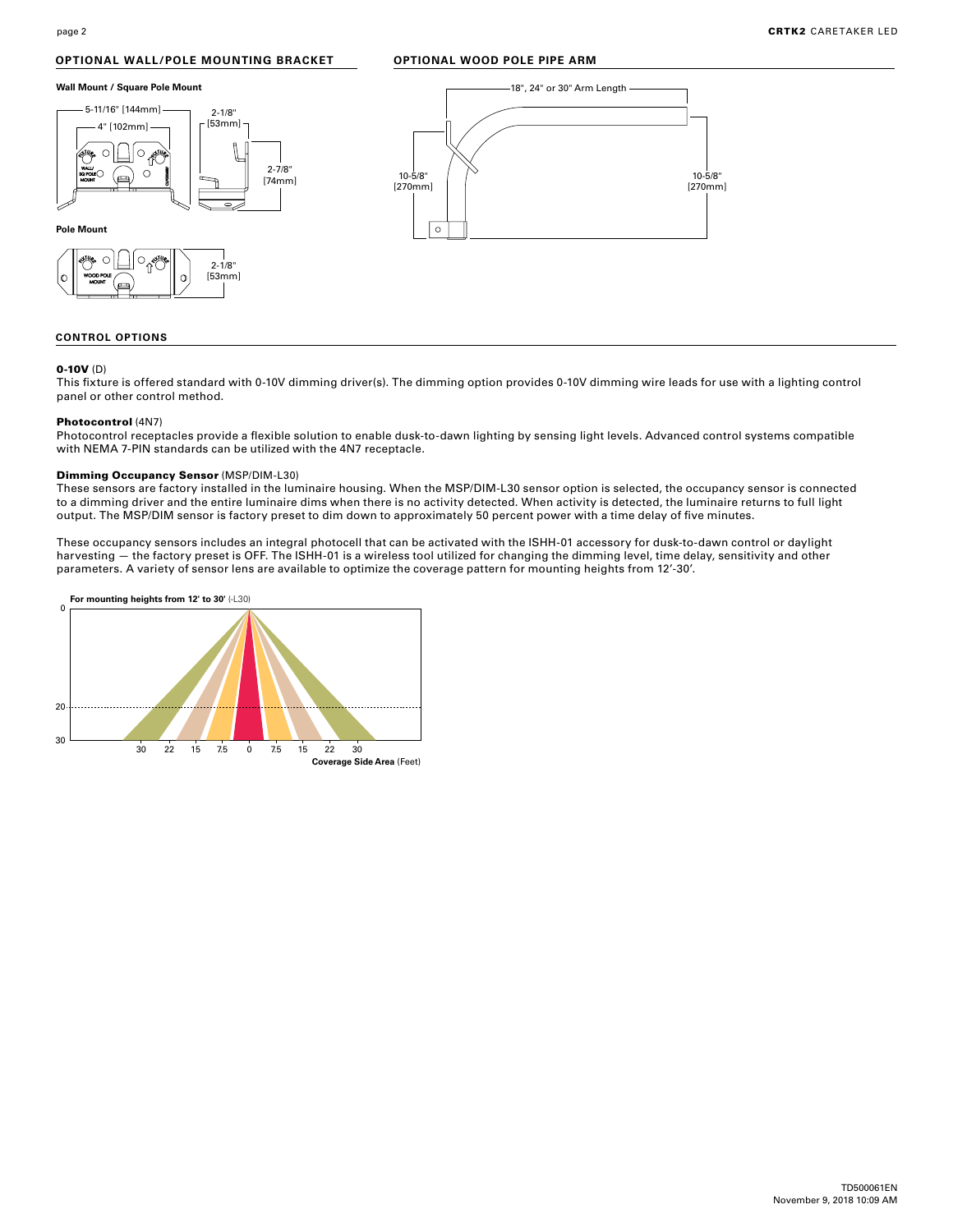## OPTIONAL WALL/POLE MOUNTING BRACKET

**Wall Mount / Square Pole Mount**

5-11/16" [144mm]
4" [102mm]
2-1/8" [53mm]
2-7/8" [74mm]

**Pole Mount**

2-1/8" [53mm]

## OPTIONAL WOOD POLE PIPE ARM

18", 24" or 30" Arm Length
10-5/8" [270mm]
10-5/8" [270mm]

## CONTROL OPTIONS

**0-10V** (D)
This fixture is offered standard with 0-10V dimming driver(s). The dimming option provides 0-10V dimming wire leads for use with a lighting control panel or other control method.

**Photocontrol** (4N7)
Photocontrol receptacles provide a flexible solution to enable dusk-to-dawn lighting by sensing light levels. Advanced control systems compatible with NEMA 7-PIN standards can be utilized with the 4N7 receptacle.

**Dimming Occupancy Sensor** (MSP/DIM-L30)
These sensors are factory installed in the luminaire housing. When the MSP/DIM-L30 sensor option is selected, the occupancy sensor is connected to a dimming driver and the entire luminaire dims when there is no activity detected. When activity is detected, the luminaire returns to full light output. The MSP/DIM sensor is factory preset to dim down to approximately 50 percent power with a time delay of five minutes.

These occupancy sensors includes an integral photocell that can be activated with the ISHH-01 accessory for dusk-to-dawn control or daylight harvesting — the factory preset is OFF. The ISHH-01 is a wireless tool utilized for changing the dimming level, time delay, sensitivity and other parameters. A variety of sensor lens are available to optimize the coverage pattern for mounting heights from 12'-30'.

**For mounting heights from 12' to 30'** (-L30)

**Coverage Side Area** (Feet)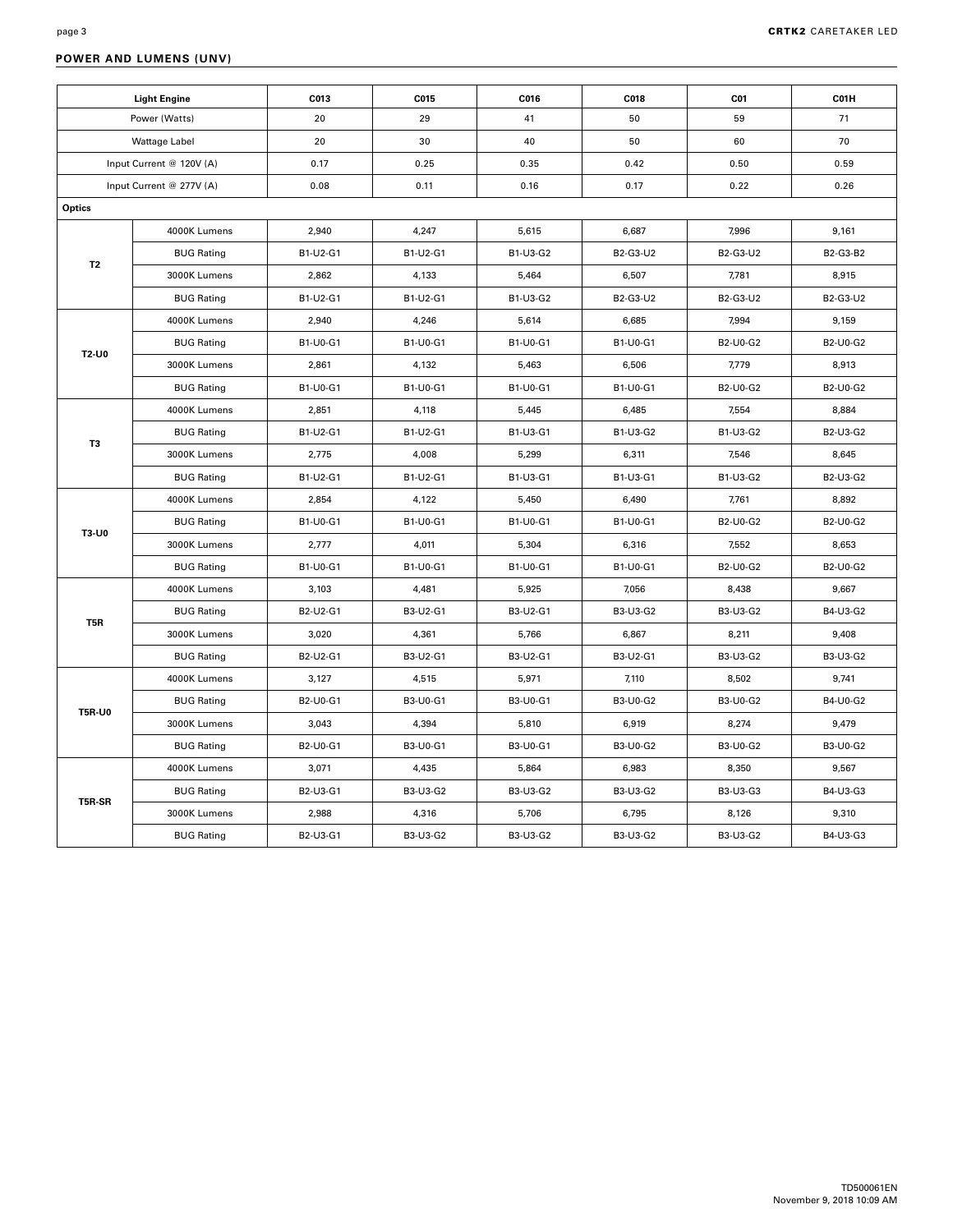## POWER AND LUMENS (UNV)

| Light Engine | | C013 | C015 | C016 | C018 | C01 | C01H |
|---|---|---|---|---|---|---|---|
| Power (Watts) | | 20 | 29 | 41 | 50 | 59 | 71 |
| Wattage Label | | 20 | 30 | 40 | 50 | 60 | 70 |
| Input Current @ 120V (A) | | 0.17 | 0.25 | 0.35 | 0.42 | 0.50 | 0.59 |
| Input Current @ 277V (A) | | 0.08 | 0.11 | 0.16 | 0.17 | 0.22 | 0.26 |
| **Optics** | | | | | | | |
| **T2** | 4000K Lumens | 2,940 | 4,247 | 5,615 | 6,687 | 7,996 | 9,161 |
| | BUG Rating | B1-U2-G1 | B1-U2-G1 | B1-U3-G2 | B2-G3-U2 | B2-G3-U2 | B2-G3-B2 |
| | 3000K Lumens | 2,862 | 4,133 | 5,464 | 6,507 | 7,781 | 8,915 |
| | BUG Rating | B1-U2-G1 | B1-U2-G1 | B1-U3-G2 | B2-G3-U2 | B2-G3-U2 | B2-G3-U2 |
| **T2-U0** | 4000K Lumens | 2,940 | 4,246 | 5,614 | 6,685 | 7,994 | 9,159 |
| | BUG Rating | B1-U0-G1 | B1-U0-G1 | B1-U0-G1 | B1-U0-G1 | B2-U0-G2 | B2-U0-G2 |
| | 3000K Lumens | 2,861 | 4,132 | 5,463 | 6,506 | 7,779 | 8,913 |
| | BUG Rating | B1-U0-G1 | B1-U0-G1 | B1-U0-G1 | B1-U0-G1 | B2-U0-G2 | B2-U0-G2 |
| **T3** | 4000K Lumens | 2,851 | 4,118 | 5,445 | 6,485 | 7,554 | 8,884 |
| | BUG Rating | B1-U2-G1 | B1-U2-G1 | B1-U3-G1 | B1-U3-G2 | B1-U3-G2 | B2-U3-G2 |
| | 3000K Lumens | 2,775 | 4,008 | 5,299 | 6,311 | 7,546 | 8,645 |
| | BUG Rating | B1-U2-G1 | B1-U2-G1 | B1-U3-G1 | B1-U3-G1 | B1-U3-G2 | B2-U3-G2 |
| **T3-U0** | 4000K Lumens | 2,854 | 4,122 | 5,450 | 6,490 | 7,761 | 8,892 |
| | BUG Rating | B1-U0-G1 | B1-U0-G1 | B1-U0-G1 | B1-U0-G1 | B2-U0-G2 | B2-U0-G2 |
| | 3000K Lumens | 2,777 | 4,011 | 5,304 | 6,316 | 7,552 | 8,653 |
| | BUG Rating | B1-U0-G1 | B1-U0-G1 | B1-U0-G1 | B1-U0-G1 | B2-U0-G2 | B2-U0-G2 |
| **T5R** | 4000K Lumens | 3,103 | 4,481 | 5,925 | 7,056 | 8,438 | 9,667 |
| | BUG Rating | B2-U2-G1 | B3-U2-G1 | B3-U2-G1 | B3-U3-G2 | B3-U3-G2 | B4-U3-G2 |
| | 3000K Lumens | 3,020 | 4,361 | 5,766 | 6,867 | 8,211 | 9,408 |
| | BUG Rating | B2-U2-G1 | B3-U2-G1 | B3-U2-G1 | B3-U2-G1 | B3-U3-G2 | B3-U3-G2 |
| **T5R-U0** | 4000K Lumens | 3,127 | 4,515 | 5,971 | 7,110 | 8,502 | 9,741 |
| | BUG Rating | B2-U0-G1 | B3-U0-G1 | B3-U0-G1 | B3-U0-G2 | B3-U0-G2 | B4-U0-G2 |
| | 3000K Lumens | 3,043 | 4,394 | 5,810 | 6,919 | 8,274 | 9,479 |
| | BUG Rating | B2-U0-G1 | B3-U0-G1 | B3-U0-G1 | B3-U0-G2 | B3-U0-G2 | B3-U0-G2 |
| **T5R-SR** | 4000K Lumens | 3,071 | 4,435 | 5,864 | 6,983 | 8,350 | 9,567 |
| | BUG Rating | B2-U3-G1 | B3-U3-G2 | B3-U3-G2 | B3-U3-G2 | B3-U3-G3 | B4-U3-G3 |
| | 3000K Lumens | 2,988 | 4,316 | 5,706 | 6,795 | 8,126 | 9,310 |
| | BUG Rating | B2-U3-G1 | B3-U3-G2 | B3-U3-G2 | B3-U3-G2 | B3-U3-G2 | B4-U3-G3 |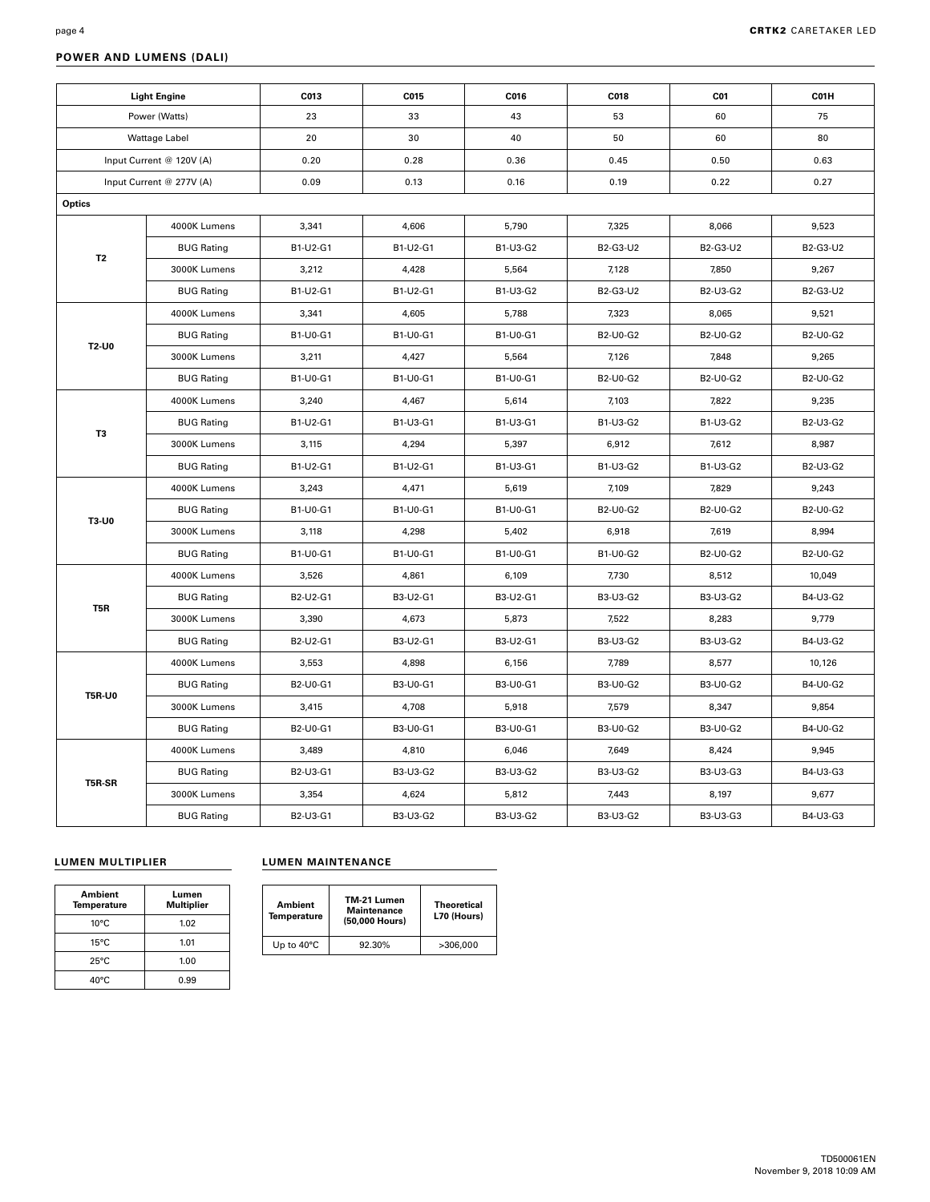## POWER AND LUMENS (DALI)

| Light Engine | | C013 | C015 | C016 | C018 | C01 | C01H |
|---|---|---|---|---|---|---|---|
| Power (Watts) | | 23 | 33 | 43 | 53 | 60 | 75 |
| Wattage Label | | 20 | 30 | 40 | 50 | 60 | 80 |
| Input Current @ 120V (A) | | 0.20 | 0.28 | 0.36 | 0.45 | 0.50 | 0.63 |
| Input Current @ 277V (A) | | 0.09 | 0.13 | 0.16 | 0.19 | 0.22 | 0.27 |
| **Optics** | | | | | | | |
| **T2** | 4000K Lumens | 3,341 | 4,606 | 5,790 | 7,325 | 8,066 | 9,523 |
| | BUG Rating | B1-U2-G1 | B1-U2-G1 | B1-U3-G2 | B2-G3-U2 | B2-G3-U2 | B2-G3-U2 |
| | 3000K Lumens | 3,212 | 4,428 | 5,564 | 7,128 | 7,850 | 9,267 |
| | BUG Rating | B1-U2-G1 | B1-U2-G1 | B1-U3-G2 | B2-G3-U2 | B2-U3-G2 | B2-G3-U2 |
| **T2-U0** | 4000K Lumens | 3,341 | 4,605 | 5,788 | 7,323 | 8,065 | 9,521 |
| | BUG Rating | B1-U0-G1 | B1-U0-G1 | B1-U0-G1 | B2-U0-G2 | B2-U0-G2 | B2-U0-G2 |
| | 3000K Lumens | 3,211 | 4,427 | 5,564 | 7,126 | 7,848 | 9,265 |
| | BUG Rating | B1-U0-G1 | B1-U0-G1 | B1-U0-G1 | B2-U0-G2 | B2-U0-G2 | B2-U0-G2 |
| **T3** | 4000K Lumens | 3,240 | 4,467 | 5,614 | 7,103 | 7,822 | 9,235 |
| | BUG Rating | B1-U2-G1 | B1-U3-G1 | B1-U3-G1 | B1-U3-G2 | B1-U3-G2 | B2-U3-G2 |
| | 3000K Lumens | 3,115 | 4,294 | 5,397 | 6,912 | 7,612 | 8,987 |
| | BUG Rating | B1-U2-G1 | B1-U2-G1 | B1-U3-G1 | B1-U3-G2 | B1-U3-G2 | B2-U3-G2 |
| **T3-U0** | 4000K Lumens | 3,243 | 4,471 | 5,619 | 7,109 | 7,829 | 9,243 |
| | BUG Rating | B1-U0-G1 | B1-U0-G1 | B1-U0-G1 | B2-U0-G2 | B2-U0-G2 | B2-U0-G2 |
| | 3000K Lumens | 3,118 | 4,298 | 5,402 | 6,918 | 7,619 | 8,994 |
| | BUG Rating | B1-U0-G1 | B1-U0-G1 | B1-U0-G1 | B1-U0-G2 | B2-U0-G2 | B2-U0-G2 |
| **T5R** | 4000K Lumens | 3,526 | 4,861 | 6,109 | 7,730 | 8,512 | 10,049 |
| | BUG Rating | B2-U2-G1 | B3-U2-G1 | B3-U2-G1 | B3-U3-G2 | B3-U3-G2 | B4-U3-G2 |
| | 3000K Lumens | 3,390 | 4,673 | 5,873 | 7,522 | 8,283 | 9,779 |
| | BUG Rating | B2-U2-G1 | B3-U2-G1 | B3-U2-G1 | B3-U3-G2 | B3-U3-G2 | B4-U3-G2 |
| **T5R-U0** | 4000K Lumens | 3,553 | 4,898 | 6,156 | 7,789 | 8,577 | 10,126 |
| | BUG Rating | B2-U0-G1 | B3-U0-G1 | B3-U0-G1 | B3-U0-G2 | B3-U0-G2 | B4-U0-G2 |
| | 3000K Lumens | 3,415 | 4,708 | 5,918 | 7,579 | 8,347 | 9,854 |
| | BUG Rating | B2-U0-G1 | B3-U0-G1 | B3-U0-G1 | B3-U0-G2 | B3-U0-G2 | B4-U0-G2 |
| **T5R-SR** | 4000K Lumens | 3,489 | 4,810 | 6,046 | 7,649 | 8,424 | 9,945 |
| | BUG Rating | B2-U3-G1 | B3-U3-G2 | B3-U3-G2 | B3-U3-G2 | B3-U3-G3 | B4-U3-G3 |
| | 3000K Lumens | 3,354 | 4,624 | 5,812 | 7,443 | 8,197 | 9,677 |
| | BUG Rating | B2-U3-G1 | B3-U3-G2 | B3-U3-G2 | B3-U3-G2 | B3-U3-G3 | B4-U3-G3 |

### LUMEN MULTIPLIER

| Ambient Temperature | Lumen Multiplier |
|---|---|
| 10°C | 1.02 |
| 15°C | 1.01 |
| 25°C | 1.00 |
| 40°C | 0.99 |

### LUMEN MAINTENANCE

| Ambient Temperature | TM-21 Lumen Maintenance (50,000 Hours) | Theoretical L70 (Hours) |
|---|---|---|
| Up to 40°C | 92.30% | >306,000 |

TD500061EN
November 9, 2018 10:09 AM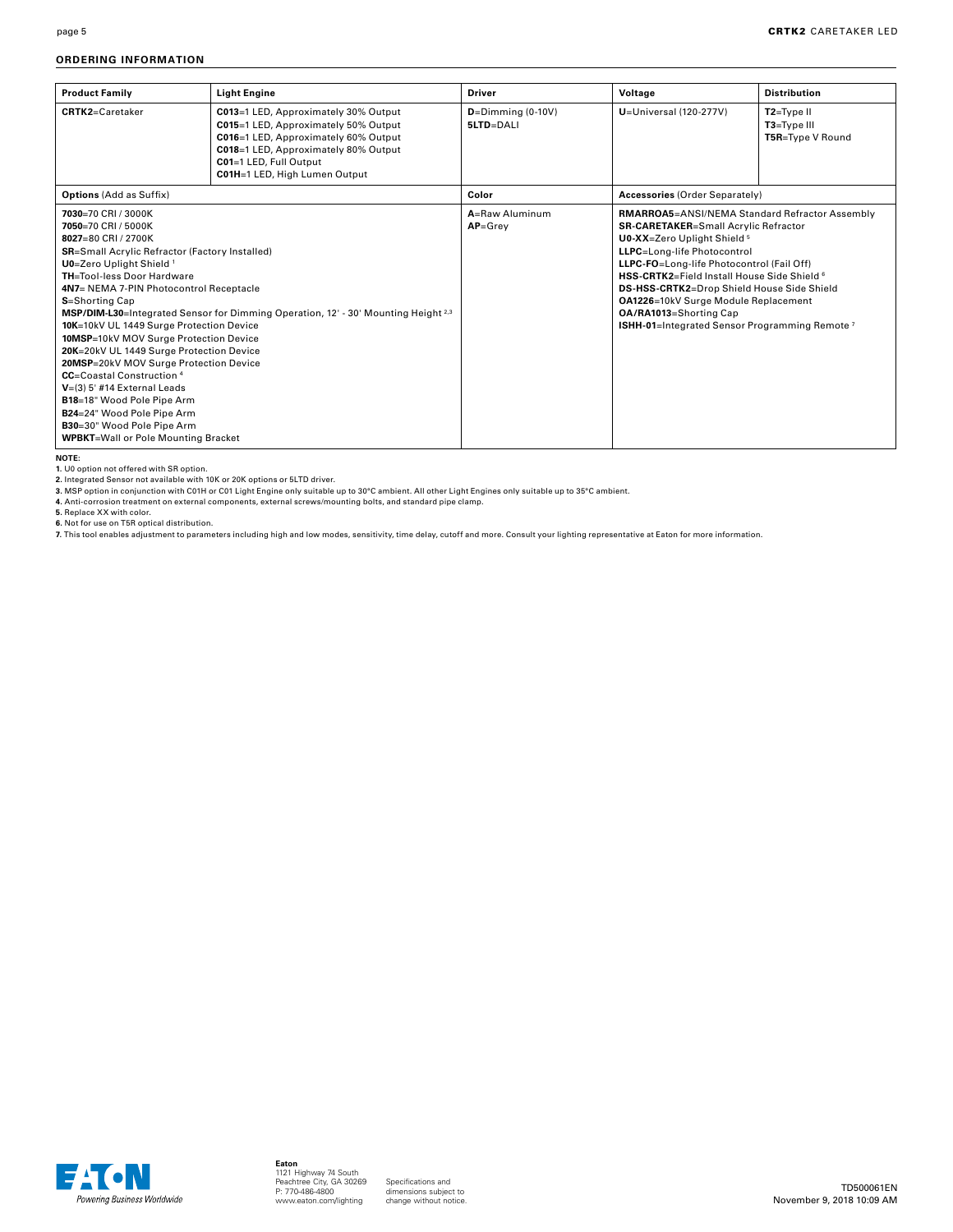## ORDERING INFORMATION

| Product Family | Light Engine | Driver | Voltage | Distribution |
|---|---|---|---|---|
| **CRTK2**=Caretaker | **C013**=1 LED, Approximately 30% Output<br>**C015**=1 LED, Approximately 50% Output<br>**C016**=1 LED, Approximately 60% Output<br>**C018**=1 LED, Approximately 80% Output<br>**C01**=1 LED, Full Output<br>**C01H**=1 LED, High Lumen Output | **D**=Dimming (0-10V)<br>**5LTD**=DALI | **U**=Universal (120-277V) | **T2**=Type II<br>**T3**=Type III<br>**T5R**=Type V Round |

| Options (Add as Suffix) | Color | Accessories (Order Separately) |
|---|---|---|
| **7030**=70 CRI / 3000K<br>**7050**=70 CRI / 5000K<br>**8027**=80 CRI / 2700K<br>**SR**=Small Acrylic Refractor (Factory Installed)<br>**U0**=Zero Uplight Shield [1]<br>**TH**=Tool-less Door Hardware<br>**4N7**= NEMA 7-PIN Photocontrol Receptacle<br>**S**=Shorting Cap<br>**MSP/DIM-L30**=Integrated Sensor for Dimming Operation, 12' - 30' Mounting Height [2,3]<br>**10K**=10kV UL 1449 Surge Protection Device<br>**10MSP**=10kV MOV Surge Protection Device<br>**20K**=20kV UL 1449 Surge Protection Device<br>**20MSP**=20kV MOV Surge Protection Device<br>**CC**=Coastal Construction [4]<br>**V**=(3) 5' #14 External Leads<br>**B18**=18" Wood Pole Pipe Arm<br>**B24**=24" Wood Pole Pipe Arm<br>**B30**=30" Wood Pole Pipe Arm<br>**WPBKT**=Wall or Pole Mounting Bracket | **A**=Raw Aluminum<br>**AP**=Grey | **RMARROA5**=ANSI/NEMA Standard Refractor Assembly<br>**SR-CARETAKER**=Small Acrylic Refractor<br>**U0-XX**=Zero Uplight Shield [5]<br>**LLPC**=Long-life Photocontrol<br>**LLPC-FO**=Long-life Photocontrol (Fail Off)<br>**HSS-CRTK2**=Field Install House Side Shield [6]<br>**DS-HSS-CRTK2**=Drop Shield House Side Shield<br>**OA1226**=10kV Surge Module Replacement<br>**OA/RA1013**=Shorting Cap<br>**ISHH-01**=Integrated Sensor Programming Remote [7] |

**NOTE:**

1. U0 option not offered with SR option.
2. Integrated Sensor not available with 10K or 20K options or 5LTD driver.
3. MSP option in conjunction with C01H or C01 Light Engine only suitable up to 30°C ambient. All other Light Engines only suitable up to 35°C ambient.
4. Anti-corrosion treatment on external components, external screws/mounting bolts, and standard pipe clamp.
5. Replace XX with color.
6. Not for use on T5R optical distribution.
7. This tool enables adjustment to parameters including high and low modes, sensitivity, time delay, cutoff and more. Consult your lighting representative at Eaton for more information.

**Eaton**
1121 Highway 74 South
Peachtree City, GA 30269
P: 770-486-4800
www.eaton.com/lighting

Specifications and dimensions subject to change without notice.

TD500061EN
November 9, 2018 10:09 AM